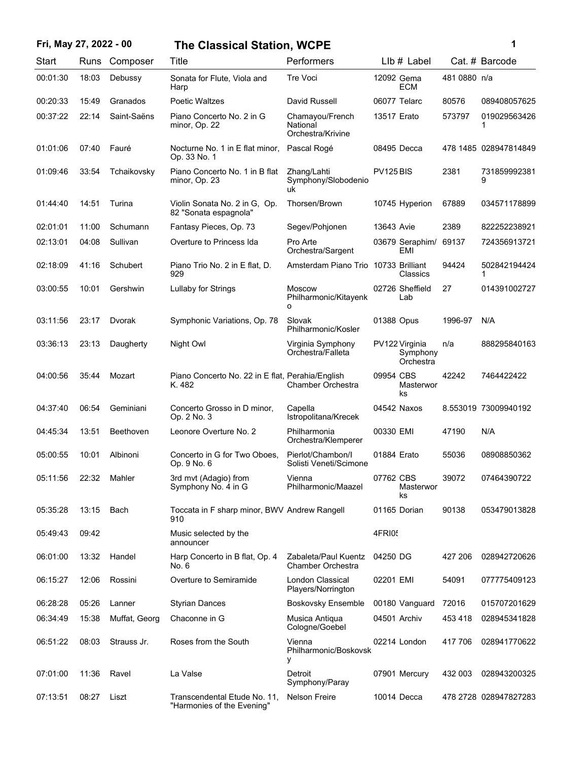# Fri, May 27, 2022 - 00 — The Classical Station, WCPE

| Start | Runs | Composer | Title | Performers | LIb # | Label | Cat. # | Barcode |
|---|---|---|---|---|---|---|---|---|
| 00:01:30 | 18:03 | Debussy | Sonata for Flute, Viola and Harp | Tre Voci | 12092 | Gema ECM | 481 0880 | n/a |
| 00:20:33 | 15:49 | Granados | Poetic Waltzes | David Russell | 06077 | Telarc | 80576 | 089408057625 |
| 00:37:22 | 22:14 | Saint-Saëns | Piano Concerto No. 2 in G minor, Op. 22 | Chamayou/French National Orchestra/Krivine | 13517 | Erato | 573797 | 0190295634261 |
| 01:01:06 | 07:40 | Fauré | Nocturne No. 1 in E flat minor, Op. 33 No. 1 | Pascal Rogé | 08495 | Decca | 478 1485 | 028947814849 |
| 01:09:46 | 33:54 | Tchaikovsky | Piano Concerto No. 1 in B flat minor, Op. 23 | Zhang/Lahti Symphony/Slobodeniouk | PV125 | BIS | 2381 | 7318599923819 |
| 01:44:40 | 14:51 | Turina | Violin Sonata No. 2 in G, Op. 82 "Sonata espagnola" | Thorsen/Brown | 10745 | Hyperion | 67889 | 034571178899 |
| 02:01:01 | 11:00 | Schumann | Fantasy Pieces, Op. 73 | Segev/Pohjonen | 13643 | Avie | 2389 | 822252238921 |
| 02:13:01 | 04:08 | Sullivan | Overture to Princess Ida | Pro Arte Orchestra/Sargent | 03679 | Seraphim/EMI | 69137 | 724356913721 |
| 02:18:09 | 41:16 | Schubert | Piano Trio No. 2 in E flat, D. 929 | Amsterdam Piano Trio | 10733 | Brilliant Classics | 94424 | 5028421944241 |
| 03:00:55 | 10:01 | Gershwin | Lullaby for Strings | Moscow Philharmonic/Kitayenko | 02726 | Sheffield Lab | 27 | 014391002727 |
| 03:11:56 | 23:17 | Dvorak | Symphonic Variations, Op. 78 | Slovak Philharmonic/Kosler | 01388 | Opus | 1996-97 | N/A |
| 03:36:13 | 23:13 | Daugherty | Night Owl | Virginia Symphony Orchestra/Falleta | PV122 | Virginia Symphony Orchestra | n/a | 888295840163 |
| 04:00:56 | 35:44 | Mozart | Piano Concerto No. 22 in E flat, K. 482 | Perahia/English Chamber Orchestra | 09954 | CBS Masterworks | 42242 | 7464422422 |
| 04:37:40 | 06:54 | Geminiani | Concerto Grosso in D minor, Op. 2 No. 3 | Capella Istropolitana/Krecek | 04542 | Naxos | 8.553019 | 73009940192 |
| 04:45:34 | 13:51 | Beethoven | Leonore Overture No. 2 | Philharmonia Orchestra/Klemperer | 00330 | EMI | 47190 | N/A |
| 05:00:55 | 10:01 | Albinoni | Concerto in G for Two Oboes, Op. 9 No. 6 | Pierlot/Chambon/I Solisti Veneti/Scimone | 01884 | Erato | 55036 | 08908850362 |
| 05:11:56 | 22:32 | Mahler | 3rd mvt (Adagio) from Symphony No. 4 in G | Vienna Philharmonic/Maazel | 07762 | CBS Masterworks | 39072 | 07464390722 |
| 05:35:28 | 13:15 | Bach | Toccata in F sharp minor, BWV 910 | Andrew Rangell | 01165 | Dorian | 90138 | 053479013828 |
| 05:49:43 | 09:42 | | Music selected by the announcer | | 4FRI05 | | | |
| 06:01:00 | 13:32 | Handel | Harp Concerto in B flat, Op. 4 No. 6 | Zabaleta/Paul Kuentz Chamber Orchestra | 04250 | DG | 427 206 | 028942720626 |
| 06:15:27 | 12:06 | Rossini | Overture to Semiramide | London Classical Players/Norrington | 02201 | EMI | 54091 | 077775409123 |
| 06:28:28 | 05:26 | Lanner | Styrian Dances | Boskovsky Ensemble | 00180 | Vanguard | 72016 | 015707201629 |
| 06:34:49 | 15:38 | Muffat, Georg | Chaconne in G | Musica Antiqua Cologne/Goebel | 04501 | Archiv | 453 418 | 028945341828 |
| 06:51:22 | 08:03 | Strauss Jr. | Roses from the South | Vienna Philharmonic/Boskovsky | 02214 | London | 417 706 | 028941770622 |
| 07:01:00 | 11:36 | Ravel | La Valse | Detroit Symphony/Paray | 07901 | Mercury | 432 003 | 028943200325 |
| 07:13:51 | 08:27 | Liszt | Transcendental Etude No. 11, "Harmonies of the Evening" | Nelson Freire | 10014 | Decca | 478 2728 | 028947827283 |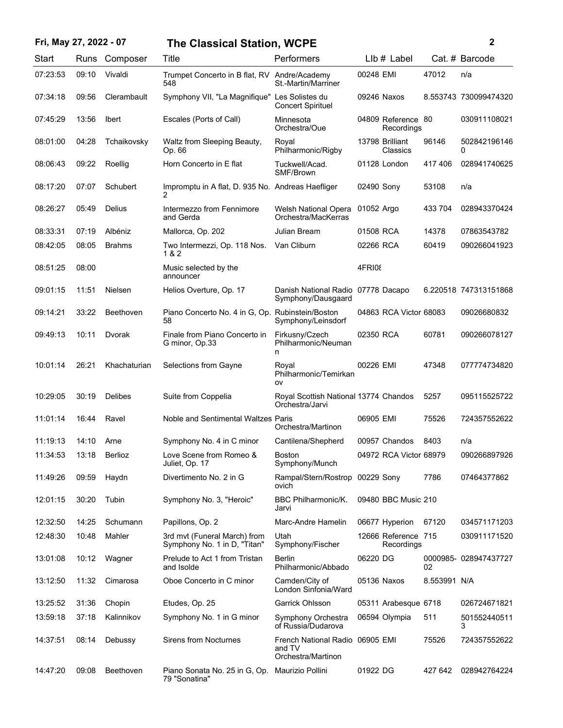| Start | Runs | Composer | Title | Performers | LIb # | Label | Cat. # | Barcode |
|---|---|---|---|---|---|---|---|---|
| 07:23:53 | 09:10 | Vivaldi | Trumpet Concerto in B flat, RV 548 | Andre/Academy St.-Martin/Marriner | 00248 | EMI | 47012 | n/a |
| 07:34:18 | 09:56 | Clerambault | Symphony VII, "La Magnifique" | Les Solistes du Concert Spirituel | 09246 | Naxos | 8.553743 | 730099474320 |
| 07:45:29 | 13:56 | Ibert | Escales (Ports of Call) | Minnesota Orchestra/Oue | 04809 | Reference Recordings | 80 | 030911108021 |
| 08:01:00 | 04:28 | Tchaikovsky | Waltz from Sleeping Beauty, Op. 66 | Royal Philharmonic/Rigby | 13798 | Brilliant Classics | 96146 | 5028421961460 |
| 08:06:43 | 09:22 | Roellig | Horn Concerto in E flat | Tuckwell/Acad. SMF/Brown | 01128 | London | 417 406 | 028941740625 |
| 08:17:20 | 07:07 | Schubert | Impromptu in A flat, D. 935 No. 2 | Andreas Haefliger | 02490 | Sony | 53108 | n/a |
| 08:26:27 | 05:49 | Delius | Intermezzo from Fennimore and Gerda | Welsh National Opera Orchestra/MacKerras | 01052 | Argo | 433 704 | 028943370424 |
| 08:33:31 | 07:19 | Albéniz | Mallorca, Op. 202 | Julian Bream | 01508 | RCA | 14378 | 07863543782 |
| 08:42:05 | 08:05 | Brahms | Two Intermezzi, Op. 118 Nos. 1 & 2 | Van Cliburn | 02266 | RCA | 60419 | 090266041923 |
| 08:51:25 | 08:00 | | Music selected by the announcer | | 4FRI08 | | | |
| 09:01:15 | 11:51 | Nielsen | Helios Overture, Op. 17 | Danish National Radio Symphony/Dausgaard | 07778 | Dacapo | 6.220518 | 747313151868 |
| 09:14:21 | 33:22 | Beethoven | Piano Concerto No. 4 in G, Op. 58 | Rubinstein/Boston Symphony/Leinsdorf | 04863 | RCA Victor | 68083 | 09026680832 |
| 09:49:13 | 10:11 | Dvorak | Finale from Piano Concerto in G minor, Op.33 | Firkusny/Czech Philharmonic/Neumann | 02350 | RCA | 60781 | 090266078127 |
| 10:01:14 | 26:21 | Khachaturian | Selections from Gayne | Royal Philharmonic/Temirkanov | 00226 | EMI | 47348 | 077774734820 |
| 10:29:05 | 30:19 | Delibes | Suite from Coppelia | Royal Scottish National Orchestra/Jarvi | 13774 | Chandos | 5257 | 095115525722 |
| 11:01:14 | 16:44 | Ravel | Noble and Sentimental Waltzes | Paris Orchestra/Martinon | 06905 | EMI | 75526 | 724357552622 |
| 11:19:13 | 14:10 | Arne | Symphony No. 4 in C minor | Cantilena/Shepherd | 00957 | Chandos | 8403 | n/a |
| 11:34:53 | 13:18 | Berlioz | Love Scene from Romeo & Juliet, Op. 17 | Boston Symphony/Munch | 04972 | RCA Victor | 68979 | 090266897926 |
| 11:49:26 | 09:59 | Haydn | Divertimento No. 2 in G | Rampal/Stern/Rostropovich | 00229 | Sony | 7786 | 07464377862 |
| 12:01:15 | 30:20 | Tubin | Symphony No. 3, "Heroic" | BBC Philharmonic/K. Jarvi | 09480 | BBC Music | 210 | |
| 12:32:50 | 14:25 | Schumann | Papillons, Op. 2 | Marc-Andre Hamelin | 06677 | Hyperion | 67120 | 034571171203 |
| 12:48:30 | 10:48 | Mahler | 3rd mvt (Funeral March) from Symphony No. 1 in D, "Titan" | Utah Symphony/Fischer | 12666 | Reference Recordings | 715 | 030911171520 |
| 13:01:08 | 10:12 | Wagner | Prelude to Act 1 from Tristan and Isolde | Berlin Philharmonic/Abbado | 06220 | DG | 0000985-02 | 028947437727 |
| 13:12:50 | 11:32 | Cimarosa | Oboe Concerto in C minor | Camden/City of London Sinfonia/Ward | 05136 | Naxos | 8.553991 | N/A |
| 13:25:52 | 31:36 | Chopin | Etudes, Op. 25 | Garrick Ohlsson | 05311 | Arabesque | 6718 | 026724671821 |
| 13:59:18 | 37:18 | Kalinnikov | Symphony No. 1 in G minor | Symphony Orchestra of Russia/Dudarova | 06594 | Olympia | 511 | 5015524405113 |
| 14:37:51 | 08:14 | Debussy | Sirens from Nocturnes | French National Radio and TV Orchestra/Martinon | 06905 | EMI | 75526 | 724357552622 |
| 14:47:20 | 09:08 | Beethoven | Piano Sonata No. 25 in G, Op. 79 "Sonatina" | Maurizio Pollini | 01922 | DG | 427 642 | 028942764224 |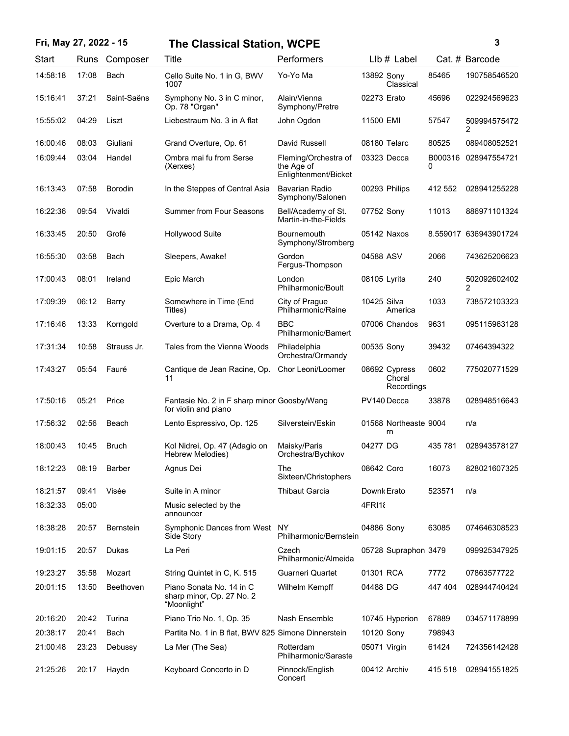| Start | Runs | Composer | Title | Performers | Llb # | Label | Cat. # | Barcode |
|---|---|---|---|---|---|---|---|---|
| 14:58:18 | 17:08 | Bach | Cello Suite No. 1 in G, BWV 1007 | Yo-Yo Ma | 13892 | Sony Classical | 85465 | 190758546520 |
| 15:16:41 | 37:21 | Saint-Saëns | Symphony No. 3 in C minor, Op. 78 "Organ" | Alain/Vienna Symphony/Pretre | 02273 | Erato | 45696 | 022924569623 |
| 15:55:02 | 04:29 | Liszt | Liebestraum No. 3 in A flat | John Ogdon | 11500 | EMI | 57547 | 5099945754722 |
| 16:00:46 | 08:03 | Giuliani | Grand Overture, Op. 61 | David Russell | 08180 | Telarc | 80525 | 089408052521 |
| 16:09:44 | 03:04 | Handel | Ombra mai fu from Serse (Xerxes) | Fleming/Orchestra of the Age of Enlightenment/Bicket | 03323 | Decca | B0003160 | 028947554721 |
| 16:13:43 | 07:58 | Borodin | In the Steppes of Central Asia | Bavarian Radio Symphony/Salonen | 00293 | Philips | 412 552 | 028941255228 |
| 16:22:36 | 09:54 | Vivaldi | Summer from Four Seasons | Bell/Academy of St. Martin-in-the-Fields | 07752 | Sony | 11013 | 886971101324 |
| 16:33:45 | 20:50 | Grofé | Hollywood Suite | Bournemouth Symphony/Stromberg | 05142 | Naxos | 8.559017 | 636943901724 |
| 16:55:30 | 03:58 | Bach | Sleepers, Awake! | Gordon Fergus-Thompson | 04588 | ASV | 2066 | 743625206623 |
| 17:00:43 | 08:01 | Ireland | Epic March | London Philharmonic/Boult | 08105 | Lyrita | 240 | 5020926024022 |
| 17:09:39 | 06:12 | Barry | Somewhere in Time (End Titles) | City of Prague Philharmonic/Raine | 10425 | Silva America | 1033 | 738572103323 |
| 17:16:46 | 13:33 | Korngold | Overture to a Drama, Op. 4 | BBC Philharmonic/Bamert | 07006 | Chandos | 9631 | 095115963128 |
| 17:31:34 | 10:58 | Strauss Jr. | Tales from the Vienna Woods | Philadelphia Orchestra/Ormandy | 00535 | Sony | 39432 | 07464394322 |
| 17:43:27 | 05:54 | Fauré | Cantique de Jean Racine, Op. 11 | Chor Leoni/Loomer | 08692 | Cypress Choral Recordings | 0602 | 775020771529 |
| 17:50:16 | 05:21 | Price | Fantasie No. 2 in F sharp minor for violin and piano | Goosby/Wang | PV140 | Decca | 33878 | 028948516643 |
| 17:56:32 | 02:56 | Beach | Lento Espressivo, Op. 125 | Silverstein/Eskin | 01568 | Northeastern | 9004 | n/a |
| 18:00:43 | 10:45 | Bruch | Kol Nidrei, Op. 47 (Adagio on Hebrew Melodies) | Maisky/Paris Orchestra/Bychkov | 04277 | DG | 435 781 | 028943578127 |
| 18:12:23 | 08:19 | Barber | Agnus Dei | The Sixteen/Christophers | 08642 | Coro | 16073 | 828021607325 |
| 18:21:57 | 09:41 | Visée | Suite in A minor | Thibaut Garcia | Downl | Erato | 523571 | n/a |
| 18:32:33 | 05:00 | | Music selected by the announcer | | 4FRI18 | | | |
| 18:38:28 | 20:57 | Bernstein | Symphonic Dances from West Side Story | NY Philharmonic/Bernstein | 04886 | Sony | 63085 | 074646308523 |
| 19:01:15 | 20:57 | Dukas | La Peri | Czech Philharmonic/Almeida | 05728 | Supraphon | 3479 | 099925347925 |
| 19:23:27 | 35:58 | Mozart | String Quintet in C, K. 515 | Guarneri Quartet | 01301 | RCA | 7772 | 07863577722 |
| 20:01:15 | 13:50 | Beethoven | Piano Sonata No. 14 in C sharp minor, Op. 27 No. 2 "Moonlight" | Wilhelm Kempff | 04488 | DG | 447 404 | 028944740424 |
| 20:16:20 | 20:42 | Turina | Piano Trio No. 1, Op. 35 | Nash Ensemble | 10745 | Hyperion | 67889 | 034571178899 |
| 20:38:17 | 20:41 | Bach | Partita No. 1 in B flat, BWV 825 | Simone Dinnerstein | 10120 | Sony | 798943 | |
| 21:00:48 | 23:23 | Debussy | La Mer (The Sea) | Rotterdam Philharmonic/Saraste | 05071 | Virgin | 61424 | 724356142428 |
| 21:25:26 | 20:17 | Haydn | Keyboard Concerto in D | Pinnock/English Concert | 00412 | Archiv | 415 518 | 028941551825 |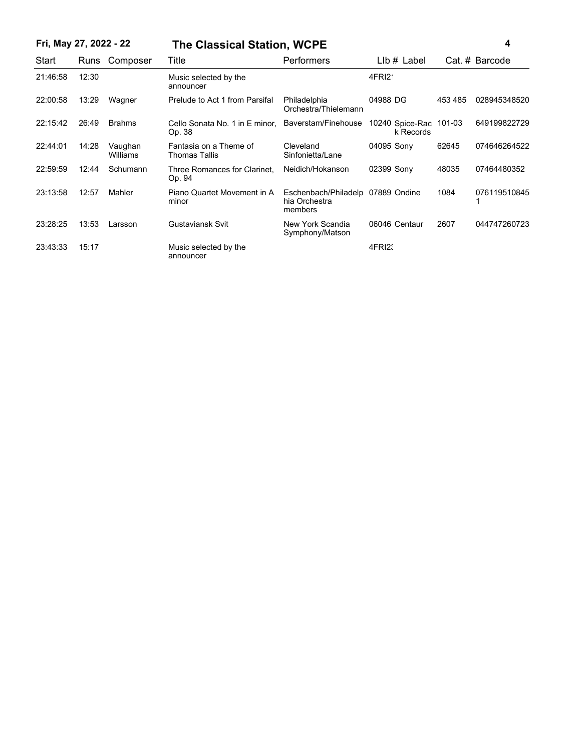Fri, May 27, 2022 - 22 **The Classical Station, WCPE**

| Start | Runs | Composer | Title | Performers | Llb # | Label | Cat. # | Barcode |
|---|---|---|---|---|---|---|---|---|
| 21:46:58 | 12:30 | | Music selected by the announcer | | 4FRI21 | | | |
| 22:00:58 | 13:29 | Wagner | Prelude to Act 1 from Parsifal | Philadelphia Orchestra/Thielemann | 04988 | DG | 453 485 | 028945348520 |
| 22:15:42 | 26:49 | Brahms | Cello Sonata No. 1 in E minor, Op. 38 | Baverstam/Finehouse | 10240 | Spice-Rack Records | 101-03 | 649199822729 |
| 22:44:01 | 14:28 | Vaughan Williams | Fantasia on a Theme of Thomas Tallis | Cleveland Sinfonietta/Lane | 04095 | Sony | 62645 | 074646264522 |
| 22:59:59 | 12:44 | Schumann | Three Romances for Clarinet, Op. 94 | Neidich/Hokanson | 02399 | Sony | 48035 | 07464480352 |
| 23:13:58 | 12:57 | Mahler | Piano Quartet Movement in A minor | Eschenbach/Philadelphia Orchestra members | 07889 | Ondine | 1084 | 0761195108451 |
| 23:28:25 | 13:53 | Larsson | Gustaviansk Svit | New York Scandia Symphony/Matson | 06046 | Centaur | 2607 | 044747260723 |
| 23:43:33 | 15:17 | | Music selected by the announcer | | 4FRI23 | | | |